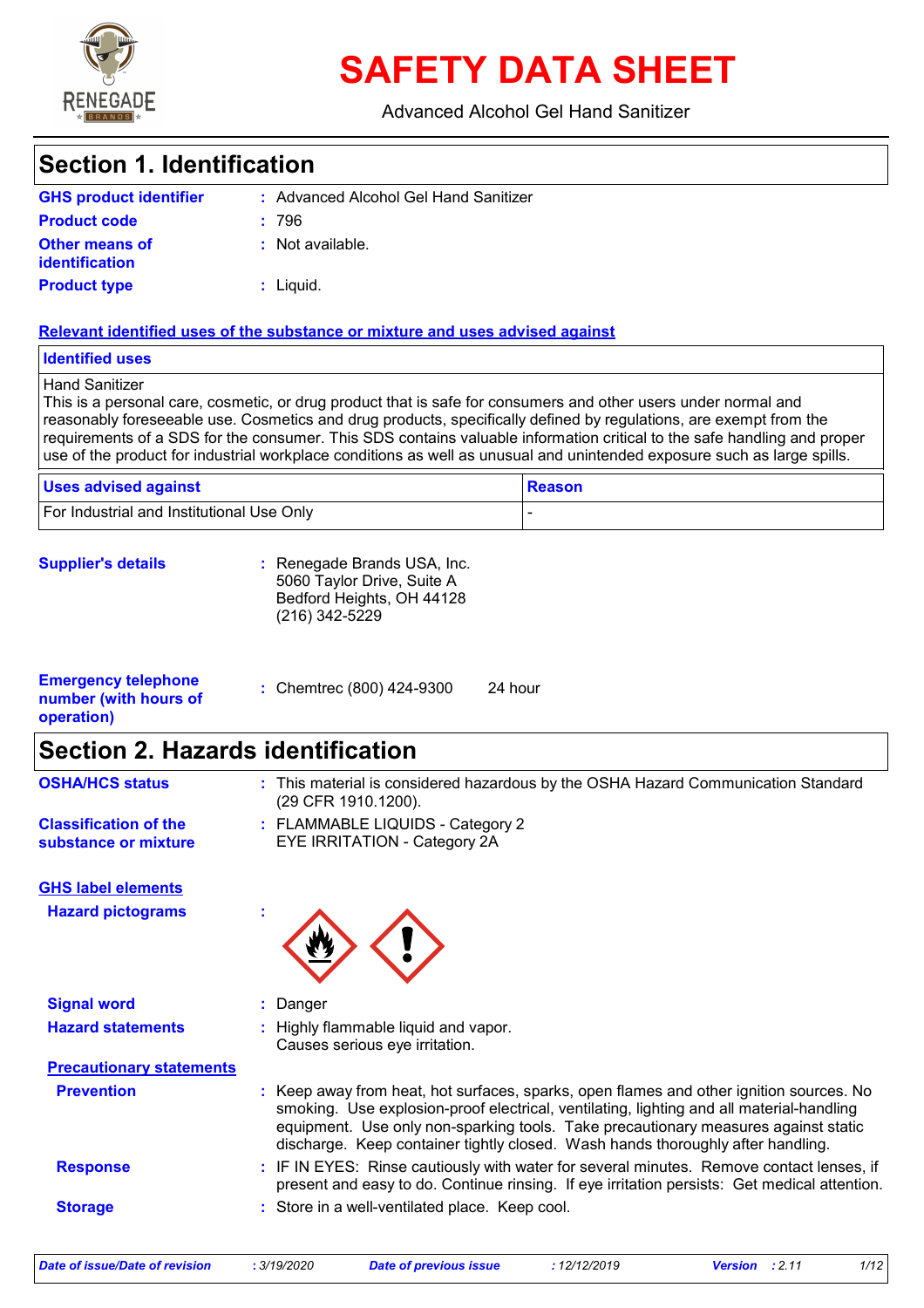# SAFETY DATA SHEET

Advanced Alcohol Gel Hand Sanitizer

## Section 1. Identification

**GHS product identifier** : Advanced Alcohol Gel Hand Sanitizer

**Product code** : 796

**Other means of identification** : Not available.

**Product type** : Liquid.

**Relevant identified uses of the substance or mixture and uses advised against**

| Identified uses |
|---|
| Hand Sanitizer<br>This is a personal care, cosmetic, or drug product that is safe for consumers and other users under normal and reasonably foreseeable use. Cosmetics and drug products, specifically defined by regulations, are exempt from the requirements of a SDS for the consumer. This SDS contains valuable information critical to the safe handling and proper use of the product for industrial workplace conditions as well as unusual and unintended exposure such as large spills. |

| Uses advised against | Reason |
|---|---|
| For Industrial and Institutional Use Only | - |

**Supplier's details** : Renegade Brands USA, Inc.
5060 Taylor Drive, Suite A
Bedford Heights, OH 44128
(216) 342-5229

**Emergency telephone number (with hours of operation)** : Chemtrec (800) 424-9300 24 hour

## Section 2. Hazards identification

**OSHA/HCS status** : This material is considered hazardous by the OSHA Hazard Communication Standard (29 CFR 1910.1200).

**Classification of the substance or mixture** : FLAMMABLE LIQUIDS - Category 2
EYE IRRITATION - Category 2A

**GHS label elements**

**Hazard pictograms** :

**Signal word** : Danger

**Hazard statements** : Highly flammable liquid and vapor.
Causes serious eye irritation.

**Precautionary statements**

**Prevention** : Keep away from heat, hot surfaces, sparks, open flames and other ignition sources. No smoking. Use explosion-proof electrical, ventilating, lighting and all material-handling equipment. Use only non-sparking tools. Take precautionary measures against static discharge. Keep container tightly closed. Wash hands thoroughly after handling.

**Response** : IF IN EYES: Rinse cautiously with water for several minutes. Remove contact lenses, if present and easy to do. Continue rinsing. If eye irritation persists: Get medical attention.

**Storage** : Store in a well-ventilated place. Keep cool.

*Date of issue/Date of revision* : 3/19/2020 *Date of previous issue* : 12/12/2019 *Version* : 2.11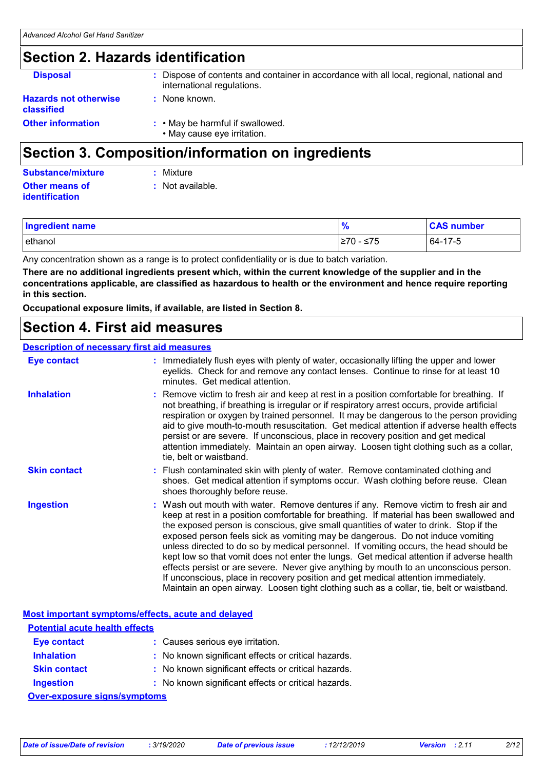## Section 2. Hazards identification

**Disposal** : Dispose of contents and container in accordance with all local, regional, national and international regulations.

**Hazards not otherwise classified** : None known.

**Other information** :
- May be harmful if swallowed.
- May cause eye irritation.

## Section 3. Composition/information on ingredients

**Substance/mixture** : Mixture

**Other means of identification** : Not available.

| Ingredient name | % | CAS number |
| --- | --- | --- |
| ethanol | ≥70 - ≤75 | 64-17-5 |

Any concentration shown as a range is to protect confidentiality or is due to batch variation.

**There are no additional ingredients present which, within the current knowledge of the supplier and in the concentrations applicable, are classified as hazardous to health or the environment and hence require reporting in this section.**

**Occupational exposure limits, if available, are listed in Section 8.**

## Section 4. First aid measures

### Description of necessary first aid measures

**Eye contact** : Immediately flush eyes with plenty of water, occasionally lifting the upper and lower eyelids. Check for and remove any contact lenses. Continue to rinse for at least 10 minutes. Get medical attention.

**Inhalation** : Remove victim to fresh air and keep at rest in a position comfortable for breathing. If not breathing, if breathing is irregular or if respiratory arrest occurs, provide artificial respiration or oxygen by trained personnel. It may be dangerous to the person providing aid to give mouth-to-mouth resuscitation. Get medical attention if adverse health effects persist or are severe. If unconscious, place in recovery position and get medical attention immediately. Maintain an open airway. Loosen tight clothing such as a collar, tie, belt or waistband.

**Skin contact** : Flush contaminated skin with plenty of water. Remove contaminated clothing and shoes. Get medical attention if symptoms occur. Wash clothing before reuse. Clean shoes thoroughly before reuse.

**Ingestion** : Wash out mouth with water. Remove dentures if any. Remove victim to fresh air and keep at rest in a position comfortable for breathing. If material has been swallowed and the exposed person is conscious, give small quantities of water to drink. Stop if the exposed person feels sick as vomiting may be dangerous. Do not induce vomiting unless directed to do so by medical personnel. If vomiting occurs, the head should be kept low so that vomit does not enter the lungs. Get medical attention if adverse health effects persist or are severe. Never give anything by mouth to an unconscious person. If unconscious, place in recovery position and get medical attention immediately. Maintain an open airway. Loosen tight clothing such as a collar, tie, belt or waistband.

### Most important symptoms/effects, acute and delayed

#### Potential acute health effects

**Eye contact** : Causes serious eye irritation.

**Inhalation** : No known significant effects or critical hazards.

**Skin contact** : No known significant effects or critical hazards.

**Ingestion** : No known significant effects or critical hazards.

#### Over-exposure signs/symptoms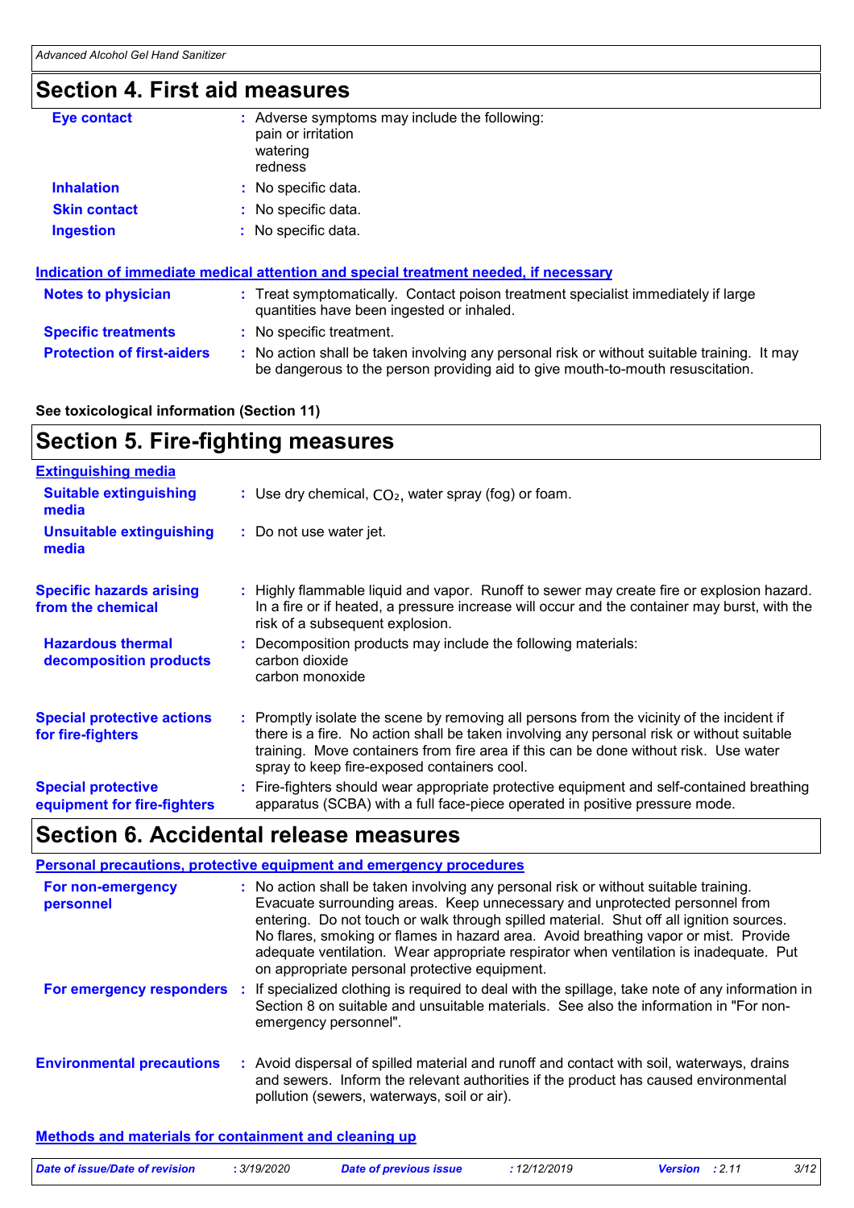## Section 4. First aid measures

**Eye contact** : Adverse symptoms may include the following:
pain or irritation
watering
redness

**Inhalation** : No specific data.

**Skin contact** : No specific data.

**Ingestion** : No specific data.

### Indication of immediate medical attention and special treatment needed, if necessary

**Notes to physician** : Treat symptomatically. Contact poison treatment specialist immediately if large quantities have been ingested or inhaled.

**Specific treatments** : No specific treatment.

**Protection of first-aiders** : No action shall be taken involving any personal risk or without suitable training. It may be dangerous to the person providing aid to give mouth-to-mouth resuscitation.

**See toxicological information (Section 11)**

## Section 5. Fire-fighting measures

### Extinguishing media

**Suitable extinguishing media** : Use dry chemical, $CO_2$, water spray (fog) or foam.

**Unsuitable extinguishing media** : Do not use water jet.

**Specific hazards arising from the chemical** : Highly flammable liquid and vapor. Runoff to sewer may create fire or explosion hazard. In a fire or if heated, a pressure increase will occur and the container may burst, with the risk of a subsequent explosion.

**Hazardous thermal decomposition products** : Decomposition products may include the following materials:
carbon dioxide
carbon monoxide

**Special protective actions for fire-fighters** : Promptly isolate the scene by removing all persons from the vicinity of the incident if there is a fire. No action shall be taken involving any personal risk or without suitable training. Move containers from fire area if this can be done without risk. Use water spray to keep fire-exposed containers cool.

**Special protective equipment for fire-fighters** : Fire-fighters should wear appropriate protective equipment and self-contained breathing apparatus (SCBA) with a full face-piece operated in positive pressure mode.

## Section 6. Accidental release measures

### Personal precautions, protective equipment and emergency procedures

**For non-emergency personnel** : No action shall be taken involving any personal risk or without suitable training. Evacuate surrounding areas. Keep unnecessary and unprotected personnel from entering. Do not touch or walk through spilled material. Shut off all ignition sources. No flares, smoking or flames in hazard area. Avoid breathing vapor or mist. Provide adequate ventilation. Wear appropriate respirator when ventilation is inadequate. Put on appropriate personal protective equipment.

**For emergency responders** : If specialized clothing is required to deal with the spillage, take note of any information in Section 8 on suitable and unsuitable materials. See also the information in "For non-emergency personnel".

**Environmental precautions** : Avoid dispersal of spilled material and runoff and contact with soil, waterways, drains and sewers. Inform the relevant authorities if the product has caused environmental pollution (sewers, waterways, soil or air).

### Methods and materials for containment and cleaning up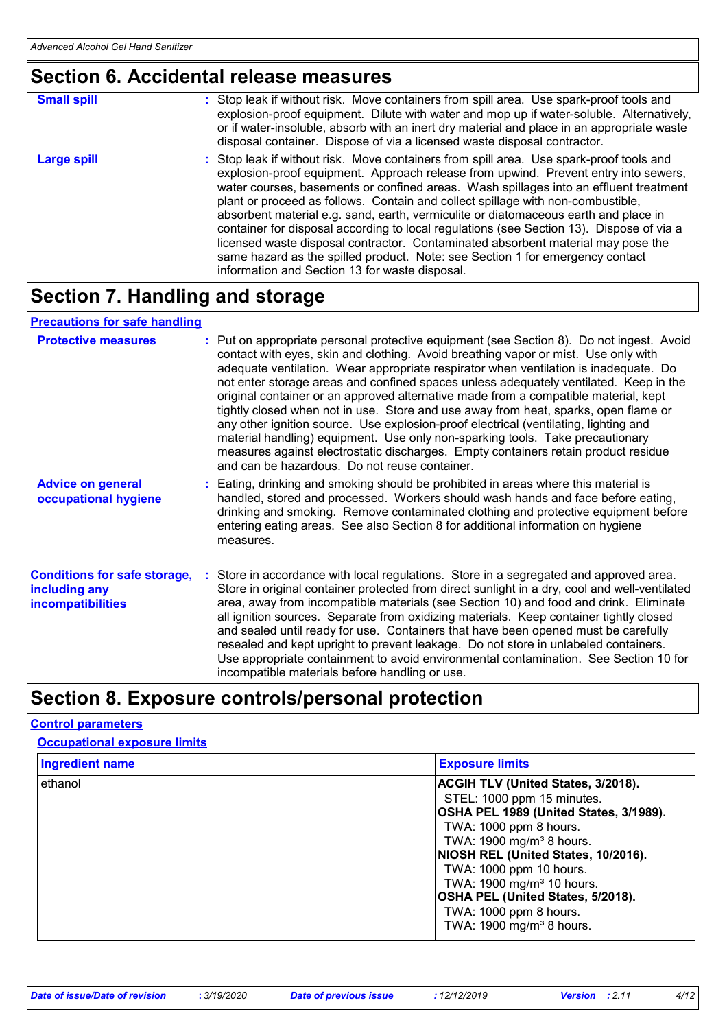# Section 6. Accidental release measures

**Small spill** : Stop leak if without risk. Move containers from spill area. Use spark-proof tools and explosion-proof equipment. Dilute with water and mop up if water-soluble. Alternatively, or if water-insoluble, absorb with an inert dry material and place in an appropriate waste disposal container. Dispose of via a licensed waste disposal contractor.

**Large spill** : Stop leak if without risk. Move containers from spill area. Use spark-proof tools and explosion-proof equipment. Approach release from upwind. Prevent entry into sewers, water courses, basements or confined areas. Wash spillages into an effluent treatment plant or proceed as follows. Contain and collect spillage with non-combustible, absorbent material e.g. sand, earth, vermiculite or diatomaceous earth and place in container for disposal according to local regulations (see Section 13). Dispose of via a licensed waste disposal contractor. Contaminated absorbent material may pose the same hazard as the spilled product. Note: see Section 1 for emergency contact information and Section 13 for waste disposal.

# Section 7. Handling and storage

## Precautions for safe handling

**Protective measures** : Put on appropriate personal protective equipment (see Section 8). Do not ingest. Avoid contact with eyes, skin and clothing. Avoid breathing vapor or mist. Use only with adequate ventilation. Wear appropriate respirator when ventilation is inadequate. Do not enter storage areas and confined spaces unless adequately ventilated. Keep in the original container or an approved alternative made from a compatible material, kept tightly closed when not in use. Store and use away from heat, sparks, open flame or any other ignition source. Use explosion-proof electrical (ventilating, lighting and material handling) equipment. Use only non-sparking tools. Take precautionary measures against electrostatic discharges. Empty containers retain product residue and can be hazardous. Do not reuse container.

**Advice on general occupational hygiene** : Eating, drinking and smoking should be prohibited in areas where this material is handled, stored and processed. Workers should wash hands and face before eating, drinking and smoking. Remove contaminated clothing and protective equipment before entering eating areas. See also Section 8 for additional information on hygiene measures.

**Conditions for safe storage, including any incompatibilities** : Store in accordance with local regulations. Store in a segregated and approved area. Store in original container protected from direct sunlight in a dry, cool and well-ventilated area, away from incompatible materials (see Section 10) and food and drink. Eliminate all ignition sources. Separate from oxidizing materials. Keep container tightly closed and sealed until ready for use. Containers that have been opened must be carefully resealed and kept upright to prevent leakage. Do not store in unlabeled containers. Use appropriate containment to avoid environmental contamination. See Section 10 for incompatible materials before handling or use.

# Section 8. Exposure controls/personal protection

## Control parameters

### Occupational exposure limits

| Ingredient name | Exposure limits |
|---|---|
| ethanol | **ACGIH TLV (United States, 3/2018).**<br>STEL: 1000 ppm 15 minutes.<br>**OSHA PEL 1989 (United States, 3/1989).**<br>TWA: 1000 ppm 8 hours.<br>TWA: 1900 mg/m³ 8 hours.<br>**NIOSH REL (United States, 10/2016).**<br>TWA: 1000 ppm 10 hours.<br>TWA: 1900 mg/m³ 10 hours.<br>**OSHA PEL (United States, 5/2018).**<br>TWA: 1000 ppm 8 hours.<br>TWA: 1900 mg/m³ 8 hours. |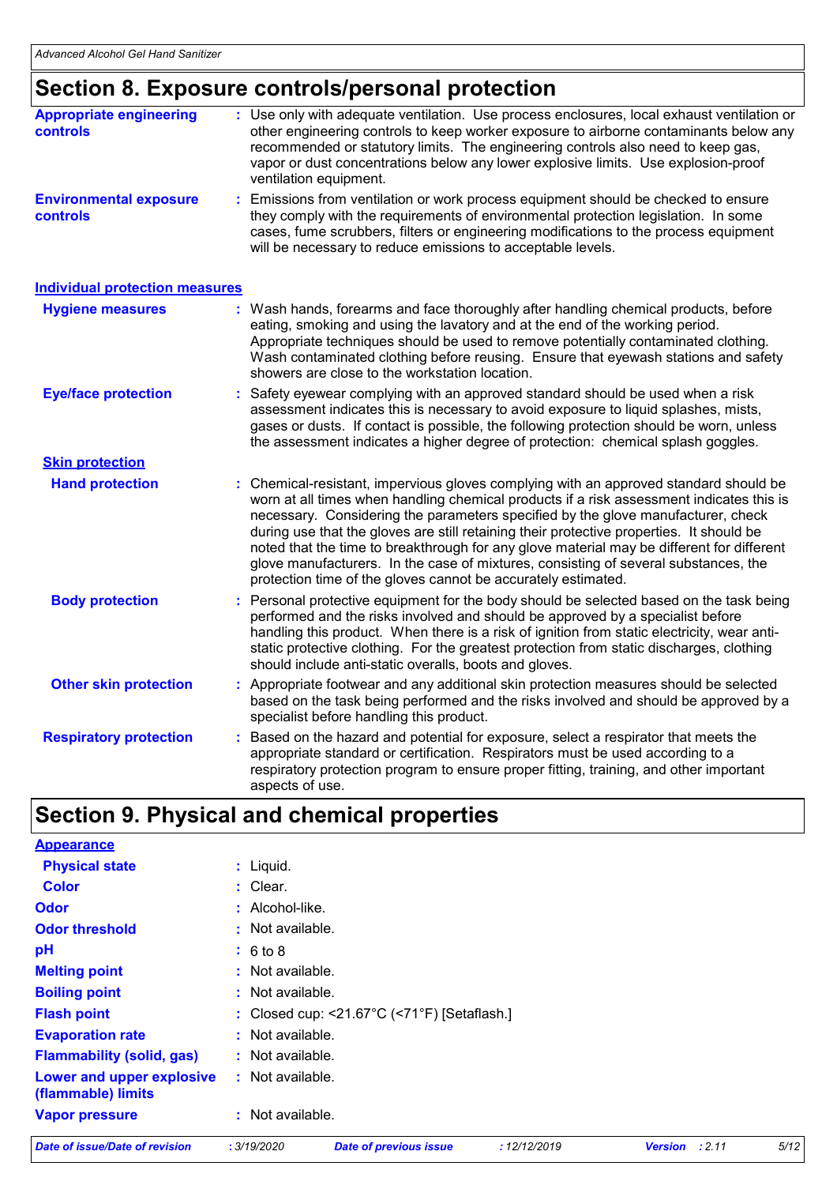## Section 8. Exposure controls/personal protection

**Appropriate engineering controls** : Use only with adequate ventilation. Use process enclosures, local exhaust ventilation or other engineering controls to keep worker exposure to airborne contaminants below any recommended or statutory limits. The engineering controls also need to keep gas, vapor or dust concentrations below any lower explosive limits. Use explosion-proof ventilation equipment.

**Environmental exposure controls** : Emissions from ventilation or work process equipment should be checked to ensure they comply with the requirements of environmental protection legislation. In some cases, fume scrubbers, filters or engineering modifications to the process equipment will be necessary to reduce emissions to acceptable levels.

### Individual protection measures

**Hygiene measures** : Wash hands, forearms and face thoroughly after handling chemical products, before eating, smoking and using the lavatory and at the end of the working period. Appropriate techniques should be used to remove potentially contaminated clothing. Wash contaminated clothing before reusing. Ensure that eyewash stations and safety showers are close to the workstation location.

**Eye/face protection** : Safety eyewear complying with an approved standard should be used when a risk assessment indicates this is necessary to avoid exposure to liquid splashes, mists, gases or dusts. If contact is possible, the following protection should be worn, unless the assessment indicates a higher degree of protection: chemical splash goggles.

#### Skin protection

**Hand protection** : Chemical-resistant, impervious gloves complying with an approved standard should be worn at all times when handling chemical products if a risk assessment indicates this is necessary. Considering the parameters specified by the glove manufacturer, check during use that the gloves are still retaining their protective properties. It should be noted that the time to breakthrough for any glove material may be different for different glove manufacturers. In the case of mixtures, consisting of several substances, the protection time of the gloves cannot be accurately estimated.

**Body protection** : Personal protective equipment for the body should be selected based on the task being performed and the risks involved and should be approved by a specialist before handling this product. When there is a risk of ignition from static electricity, wear anti-static protective clothing. For the greatest protection from static discharges, clothing should include anti-static overalls, boots and gloves.

**Other skin protection** : Appropriate footwear and any additional skin protection measures should be selected based on the task being performed and the risks involved and should be approved by a specialist before handling this product.

**Respiratory protection** : Based on the hazard and potential for exposure, select a respirator that meets the appropriate standard or certification. Respirators must be used according to a respiratory protection program to ensure proper fitting, training, and other important aspects of use.

## Section 9. Physical and chemical properties

### Appearance

**Physical state** : Liquid.

**Color** : Clear.

**Odor** : Alcohol-like.

**Odor threshold** : Not available.

**pH** : 6 to 8

**Melting point** : Not available.

**Boiling point** : Not available.

**Flash point** : Closed cup: <21.67°C (<71°F) [Setaflash.]

**Evaporation rate** : Not available.

**Flammability (solid, gas)** : Not available.

**Lower and upper explosive (flammable) limits** : Not available.

**Vapor pressure** : Not available.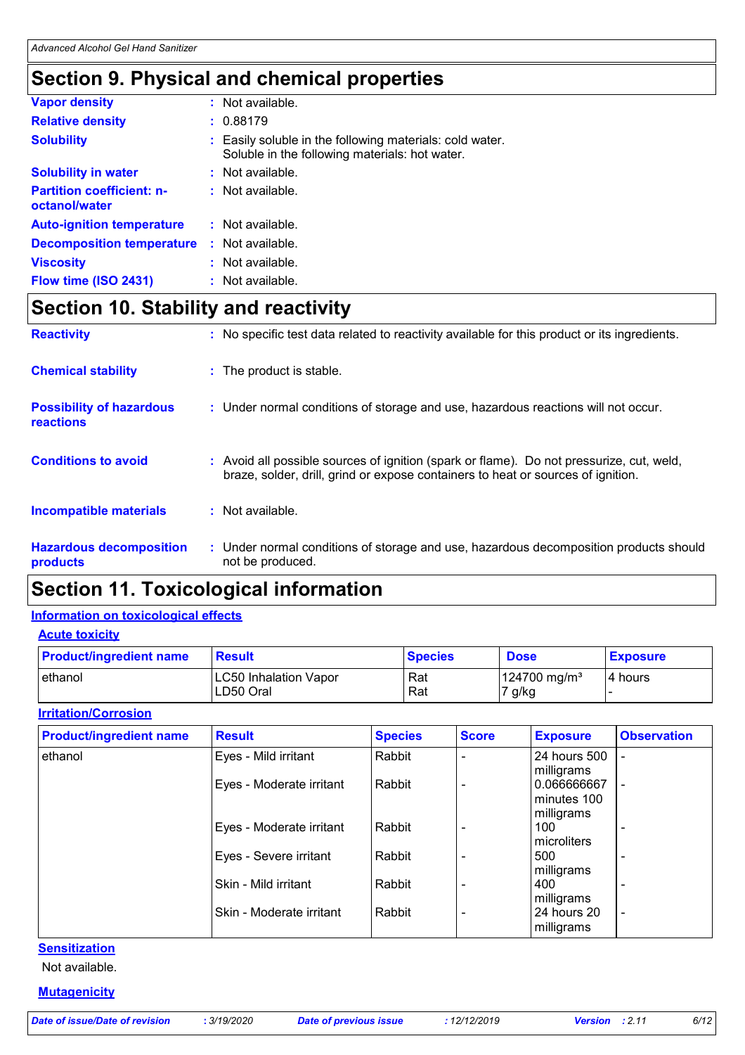# Section 9. Physical and chemical properties

**Vapor density** : Not available.

**Relative density** : 0.88179

**Solubility** : Easily soluble in the following materials: cold water.
Soluble in the following materials: hot water.

**Solubility in water** : Not available.

**Partition coefficient: n-octanol/water** : Not available.

**Auto-ignition temperature** : Not available.

**Decomposition temperature** : Not available.

**Viscosity** : Not available.

**Flow time (ISO 2431)** : Not available.

# Section 10. Stability and reactivity

**Reactivity** : No specific test data related to reactivity available for this product or its ingredients.

**Chemical stability** : The product is stable.

**Possibility of hazardous reactions** : Under normal conditions of storage and use, hazardous reactions will not occur.

**Conditions to avoid** : Avoid all possible sources of ignition (spark or flame). Do not pressurize, cut, weld, braze, solder, drill, grind or expose containers to heat or sources of ignition.

**Incompatible materials** : Not available.

**Hazardous decomposition products** : Under normal conditions of storage and use, hazardous decomposition products should not be produced.

# Section 11. Toxicological information

## Information on toxicological effects

### Acute toxicity

| Product/ingredient name | Result | Species | Dose | Exposure |
|---|---|---|---|---|
| ethanol | LC50 Inhalation Vapor | Rat | 124700 mg/m³ | 4 hours |
| | LD50 Oral | Rat | 7 g/kg | - |

### Irritation/Corrosion

| Product/ingredient name | Result | Species | Score | Exposure | Observation |
|---|---|---|---|---|---|
| ethanol | Eyes - Mild irritant | Rabbit | - | 24 hours 500 milligrams | - |
| | Eyes - Moderate irritant | Rabbit | - | 0.066666667 minutes 100 milligrams | - |
| | Eyes - Moderate irritant | Rabbit | - | 100 microliters | - |
| | Eyes - Severe irritant | Rabbit | - | 500 milligrams | - |
| | Skin - Mild irritant | Rabbit | - | 400 milligrams | - |
| | Skin - Moderate irritant | Rabbit | - | 24 hours 20 milligrams | - |

### Sensitization

Not available.

### Mutagenicity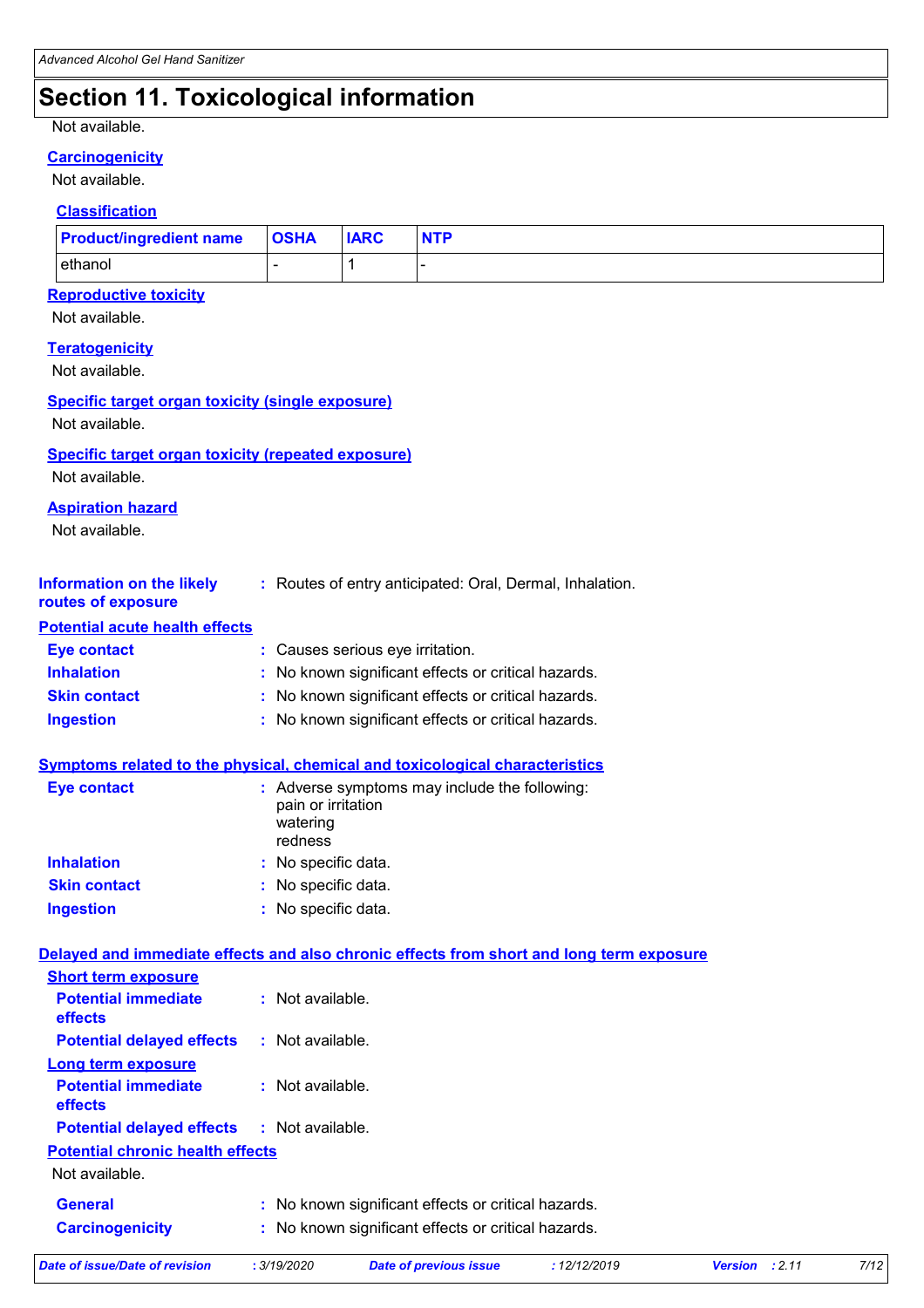# Section 11. Toxicological information

Not available.

**Carcinogenicity**

Not available.

**Classification**

| Product/ingredient name | OSHA | IARC | NTP |
|---|---|---|---|
| ethanol | - | 1 | - |

**Reproductive toxicity**

Not available.

**Teratogenicity**

Not available.

**Specific target organ toxicity (single exposure)**

Not available.

**Specific target organ toxicity (repeated exposure)**

Not available.

**Aspiration hazard**

Not available.

**Information on the likely routes of exposure** : Routes of entry anticipated: Oral, Dermal, Inhalation.

**Potential acute health effects**

**Eye contact** : Causes serious eye irritation.

**Inhalation** : No known significant effects or critical hazards.

**Skin contact** : No known significant effects or critical hazards.

**Ingestion** : No known significant effects or critical hazards.

**Symptoms related to the physical, chemical and toxicological characteristics**

**Eye contact** : Adverse symptoms may include the following:
pain or irritation
watering
redness

**Inhalation** : No specific data.

**Skin contact** : No specific data.

**Ingestion** : No specific data.

**Delayed and immediate effects and also chronic effects from short and long term exposure**

**Short term exposure**

**Potential immediate effects** : Not available.

**Potential delayed effects** : Not available.

**Long term exposure**

**Potential immediate effects** : Not available.

**Potential delayed effects** : Not available.

**Potential chronic health effects**

Not available.

**General** : No known significant effects or critical hazards.

**Carcinogenicity** : No known significant effects or critical hazards.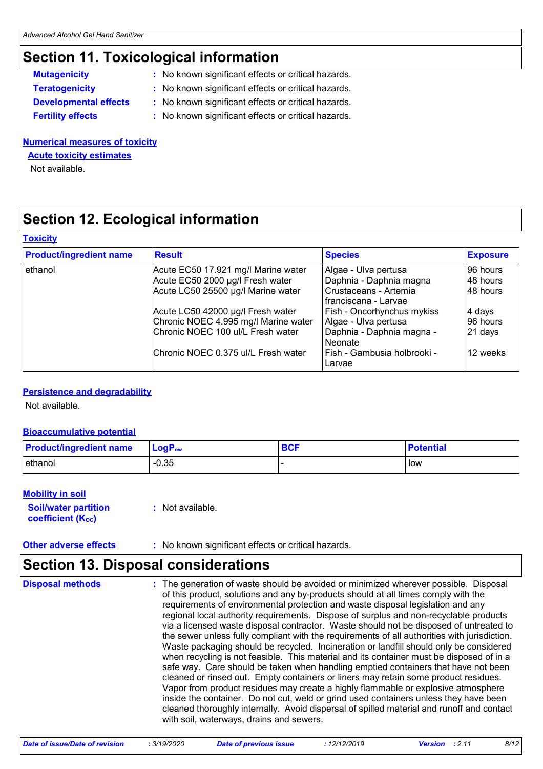## Section 11. Toxicological information

**Mutagenicity** : No known significant effects or critical hazards.

**Teratogenicity** : No known significant effects or critical hazards.

**Developmental effects** : No known significant effects or critical hazards.

**Fertility effects** : No known significant effects or critical hazards.

**Numerical measures of toxicity**

**Acute toxicity estimates**

Not available.

## Section 12. Ecological information

**Toxicity**

| Product/ingredient name | Result | Species | Exposure |
|---|---|---|---|
| ethanol | Acute EC50 17.921 mg/l Marine water | Algae - Ulva pertusa | 96 hours |
| | Acute EC50 2000 µg/l Fresh water | Daphnia - Daphnia magna | 48 hours |
| | Acute LC50 25500 µg/l Marine water | Crustaceans - Artemia franciscana - Larvae | 48 hours |
| | Acute LC50 42000 µg/l Fresh water | Fish - Oncorhynchus mykiss | 4 days |
| | Chronic NOEC 4.995 mg/l Marine water | Algae - Ulva pertusa | 96 hours |
| | Chronic NOEC 100 ul/L Fresh water | Daphnia - Daphnia magna - Neonate | 21 days |
| | Chronic NOEC 0.375 ul/L Fresh water | Fish - Gambusia holbrooki - Larvae | 12 weeks |

**Persistence and degradability**

Not available.

**Bioaccumulative potential**

| Product/ingredient name | $LogP_{ow}$ | BCF | Potential |
|---|---|---|---|
| ethanol | -0.35 | - | low |

**Mobility in soil**

**Soil/water partition coefficient ($K_{OC}$)** : Not available.

**Other adverse effects** : No known significant effects or critical hazards.

## Section 13. Disposal considerations

**Disposal methods** : The generation of waste should be avoided or minimized wherever possible. Disposal of this product, solutions and any by-products should at all times comply with the requirements of environmental protection and waste disposal legislation and any regional local authority requirements. Dispose of surplus and non-recyclable products via a licensed waste disposal contractor. Waste should not be disposed of untreated to the sewer unless fully compliant with the requirements of all authorities with jurisdiction. Waste packaging should be recycled. Incineration or landfill should only be considered when recycling is not feasible. This material and its container must be disposed of in a safe way. Care should be taken when handling emptied containers that have not been cleaned or rinsed out. Empty containers or liners may retain some product residues. Vapor from product residues may create a highly flammable or explosive atmosphere inside the container. Do not cut, weld or grind used containers unless they have been cleaned thoroughly internally. Avoid dispersal of spilled material and runoff and contact with soil, waterways, drains and sewers.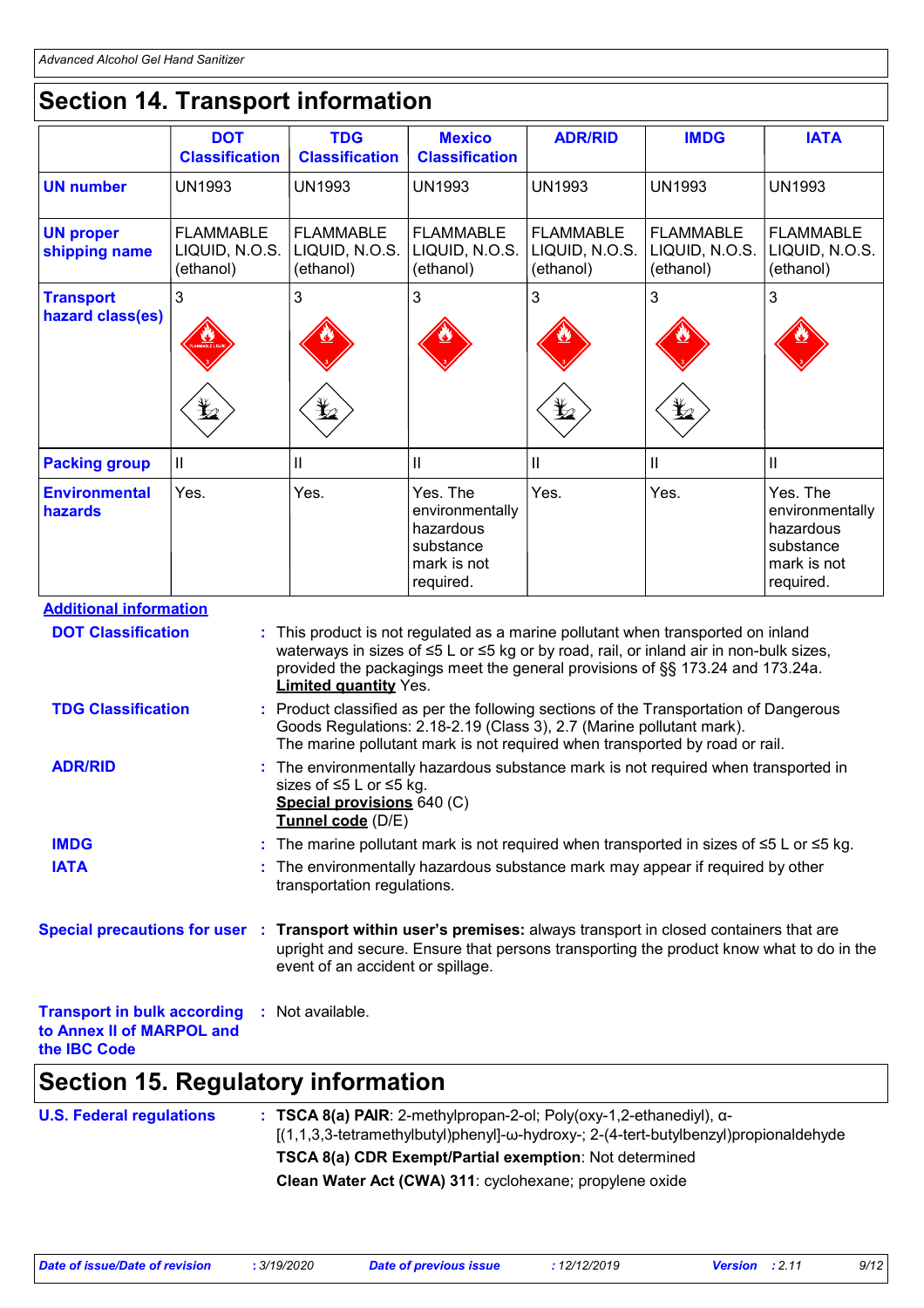## Section 14. Transport information

| | DOT Classification | TDG Classification | Mexico Classification | ADR/RID | IMDG | IATA |
|---|---|---|---|---|---|---|
| **UN number** | UN1993 | UN1993 | UN1993 | UN1993 | UN1993 | UN1993 |
| **UN proper shipping name** | FLAMMABLE LIQUID, N.O.S. (ethanol) | FLAMMABLE LIQUID, N.O.S. (ethanol) | FLAMMABLE LIQUID, N.O.S. (ethanol) | FLAMMABLE LIQUID, N.O.S. (ethanol) | FLAMMABLE LIQUID, N.O.S. (ethanol) | FLAMMABLE LIQUID, N.O.S. (ethanol) |
| **Transport hazard class(es)** | 3 | 3 | 3 | 3 | 3 | 3 |
| **Packing group** | II | II | II | II | II | II |
| **Environmental hazards** | Yes. | Yes. | Yes. The environmentally hazardous substance mark is not required. | Yes. | Yes. | Yes. The environmentally hazardous substance mark is not required. |

**Additional information**

**DOT Classification** : This product is not regulated as a marine pollutant when transported on inland waterways in sizes of ≤5 L or ≤5 kg or by road, rail, or inland air in non-bulk sizes, provided the packagings meet the general provisions of §§ 173.24 and 173.24a.
**Limited quantity** Yes.

**TDG Classification** : Product classified as per the following sections of the Transportation of Dangerous Goods Regulations: 2.18-2.19 (Class 3), 2.7 (Marine pollutant mark).
The marine pollutant mark is not required when transported by road or rail.

**ADR/RID** : The environmentally hazardous substance mark is not required when transported in sizes of ≤5 L or ≤5 kg.
**Special provisions** 640 (C)
**Tunnel code** (D/E)

**IMDG** : The marine pollutant mark is not required when transported in sizes of ≤5 L or ≤5 kg.

**IATA** : The environmentally hazardous substance mark may appear if required by other transportation regulations.

**Special precautions for user** : **Transport within user's premises:** always transport in closed containers that are upright and secure. Ensure that persons transporting the product know what to do in the event of an accident or spillage.

**Transport in bulk according to Annex II of MARPOL and the IBC Code** : Not available.

## Section 15. Regulatory information

**U.S. Federal regulations** : **TSCA 8(a) PAIR**: 2-methylpropan-2-ol; Poly(oxy-1,2-ethanediyl), α-[(1,1,3,3-tetramethylbutyl)phenyl]-ω-hydroxy-; 2-(4-tert-butylbenzyl)propionaldehyde

**TSCA 8(a) CDR Exempt/Partial exemption**: Not determined

**Clean Water Act (CWA) 311**: cyclohexane; propylene oxide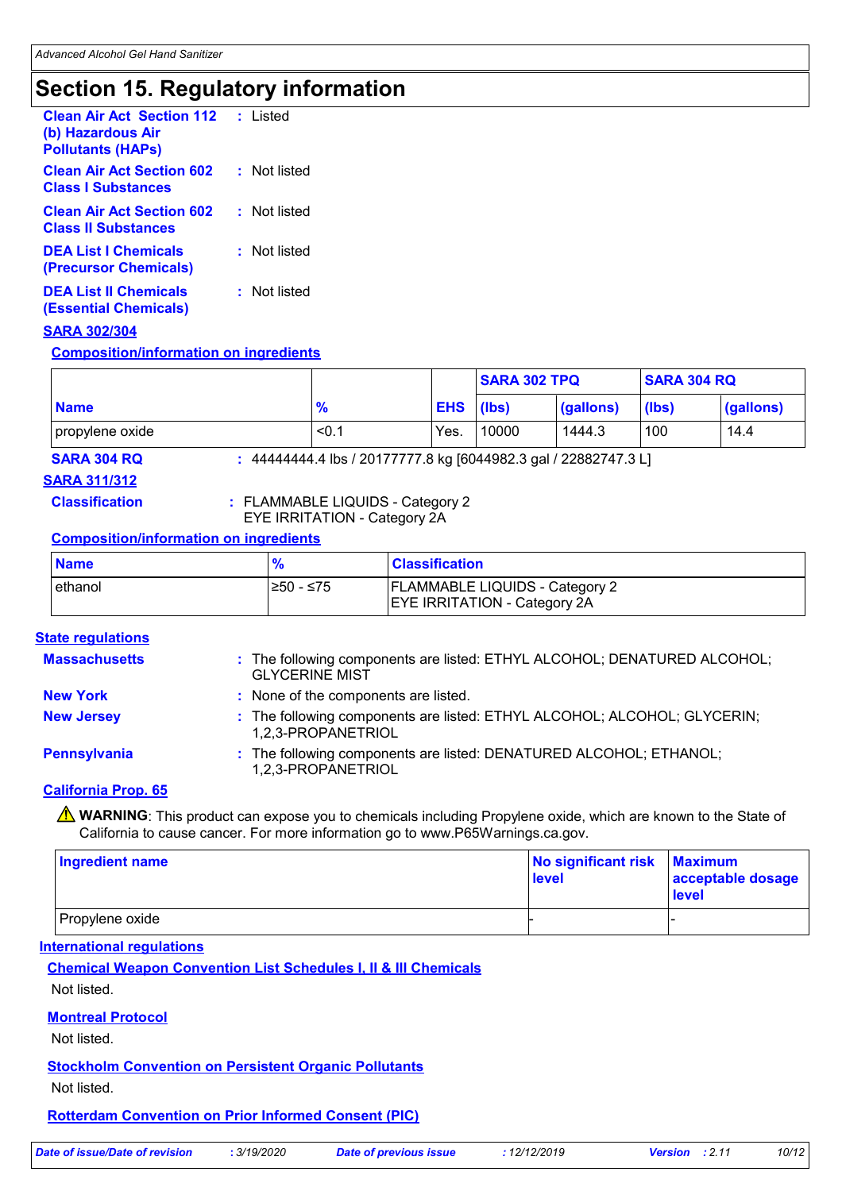## Section 15. Regulatory information

**Clean Air Act Section 112 (b) Hazardous Air Pollutants (HAPs)** : Listed

**Clean Air Act Section 602 Class I Substances** : Not listed

**Clean Air Act Section 602 Class II Substances** : Not listed

**DEA List I Chemicals (Precursor Chemicals)** : Not listed

**DEA List II Chemicals (Essential Chemicals)** : Not listed

### SARA 302/304

#### Composition/information on ingredients

| Name | % | EHS | SARA 302 TPQ | | SARA 304 RQ | |
|---|---|---|---|---|---|---|
| | | | (lbs) | (gallons) | (lbs) | (gallons) |
| propylene oxide | <0.1 | Yes. | 10000 | 1444.3 | 100 | 14.4 |

**SARA 304 RQ** : 44444444.4 lbs / 20177777.8 kg [6044982.3 gal / 22882747.3 L]

### SARA 311/312

**Classification** : FLAMMABLE LIQUIDS - Category 2
EYE IRRITATION - Category 2A

#### Composition/information on ingredients

| Name | % | Classification |
|---|---|---|
| ethanol | ≥50 - ≤75 | FLAMMABLE LIQUIDS - Category 2<br>EYE IRRITATION - Category 2A |

### State regulations

**Massachusetts** : The following components are listed: ETHYL ALCOHOL; DENATURED ALCOHOL; GLYCERINE MIST

**New York** : None of the components are listed.

**New Jersey** : The following components are listed: ETHYL ALCOHOL; ALCOHOL; GLYCERIN; 1,2,3-PROPANETRIOL

**Pennsylvania** : The following components are listed: DENATURED ALCOHOL; ETHANOL; 1,2,3-PROPANETRIOL

### California Prop. 65

⚠ **WARNING**: This product can expose you to chemicals including Propylene oxide, which are known to the State of California to cause cancer. For more information go to www.P65Warnings.ca.gov.

| Ingredient name | No significant risk level | Maximum acceptable dosage level |
|---|---|---|
| Propylene oxide | - | - |

### International regulations

#### Chemical Weapon Convention List Schedules I, II & III Chemicals

Not listed.

#### Montreal Protocol

Not listed.

#### Stockholm Convention on Persistent Organic Pollutants

Not listed.

#### Rotterdam Convention on Prior Informed Consent (PIC)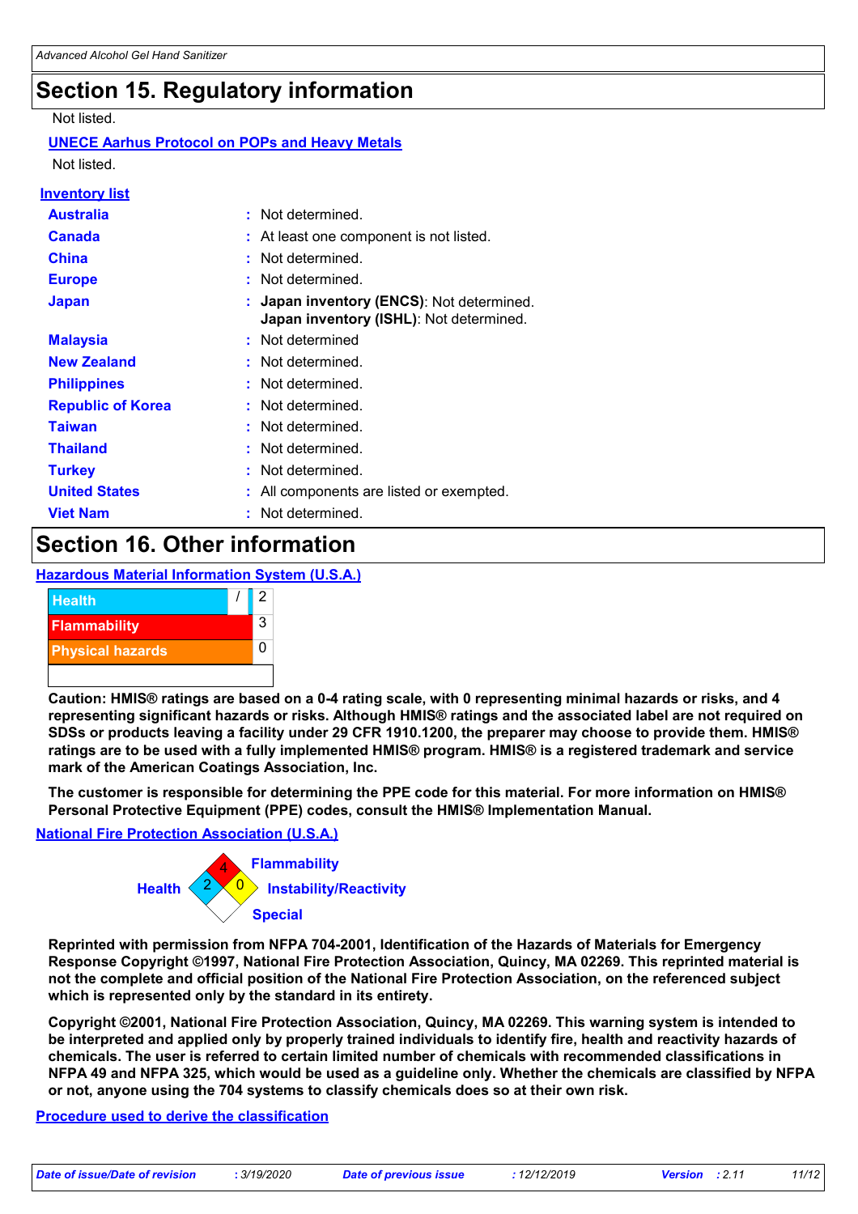# Section 15. Regulatory information

Not listed.

**UNECE Aarhus Protocol on POPs and Heavy Metals**

Not listed.

**Inventory list**

| | |
|---|---|
| **Australia** | : Not determined. |
| **Canada** | : At least one component is not listed. |
| **China** | : Not determined. |
| **Europe** | : Not determined. |
| **Japan** | : **Japan inventory (ENCS)**: Not determined. **Japan inventory (ISHL)**: Not determined. |
| **Malaysia** | : Not determined |
| **New Zealand** | : Not determined. |
| **Philippines** | : Not determined. |
| **Republic of Korea** | : Not determined. |
| **Taiwan** | : Not determined. |
| **Thailand** | : Not determined. |
| **Turkey** | : Not determined. |
| **United States** | : All components are listed or exempted. |
| **Viet Nam** | : Not determined. |

# Section 16. Other information

**Hazardous Material Information System (U.S.A.)**

| | |
|---|---|
| Health / | 2 |
| Flammability | 3 |
| Physical hazards | 0 |

**Caution: HMIS® ratings are based on a 0-4 rating scale, with 0 representing minimal hazards or risks, and 4 representing significant hazards or risks. Although HMIS® ratings and the associated label are not required on SDSs or products leaving a facility under 29 CFR 1910.1200, the preparer may choose to provide them. HMIS® ratings are to be used with a fully implemented HMIS® program. HMIS® is a registered trademark and service mark of the American Coatings Association, Inc.**

**The customer is responsible for determining the PPE code for this material. For more information on HMIS® Personal Protective Equipment (PPE) codes, consult the HMIS® Implementation Manual.**

**National Fire Protection Association (U.S.A.)**

| | |
|---|---|
| Health | 2 |
| Flammability | 4 |
| Instability/Reactivity | 0 |
| Special | |

**Reprinted with permission from NFPA 704-2001, Identification of the Hazards of Materials for Emergency Response Copyright ©1997, National Fire Protection Association, Quincy, MA 02269. This reprinted material is not the complete and official position of the National Fire Protection Association, on the referenced subject which is represented only by the standard in its entirety.**

**Copyright ©2001, National Fire Protection Association, Quincy, MA 02269. This warning system is intended to be interpreted and applied only by properly trained individuals to identify fire, health and reactivity hazards of chemicals. The user is referred to certain limited number of chemicals with recommended classifications in NFPA 49 and NFPA 325, which would be used as a guideline only. Whether the chemicals are classified by NFPA or not, anyone using the 704 systems to classify chemicals does so at their own risk.**

**Procedure used to derive the classification**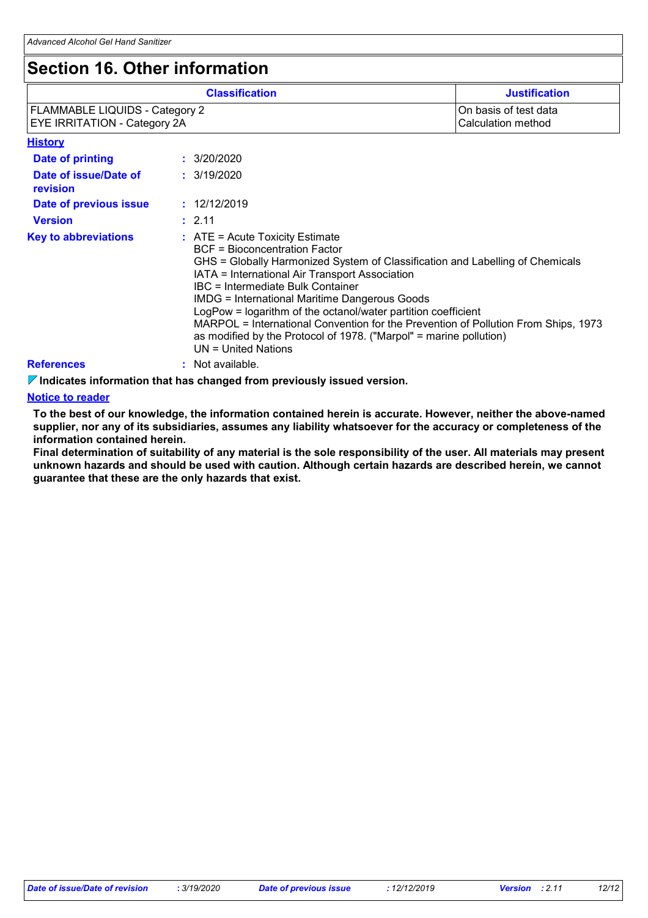## Section 16. Other information

| Classification | Justification |
|---|---|
| FLAMMABLE LIQUIDS - Category 2<br>EYE IRRITATION - Category 2A | On basis of test data<br>Calculation method |

**History**

**Date of printing** : 3/20/2020

**Date of issue/Date of revision** : 3/19/2020

**Date of previous issue** : 12/12/2019

**Version** : 2.11

**Key to abbreviations** : ATE = Acute Toxicity Estimate
BCF = Bioconcentration Factor
GHS = Globally Harmonized System of Classification and Labelling of Chemicals
IATA = International Air Transport Association
IBC = Intermediate Bulk Container
IMDG = International Maritime Dangerous Goods
LogPow = logarithm of the octanol/water partition coefficient
MARPOL = International Convention for the Prevention of Pollution From Ships, 1973 as modified by the Protocol of 1978. ("Marpol" = marine pollution)
UN = United Nations

**References** : Not available.

**Indicates information that has changed from previously issued version.**

**Notice to reader**

**To the best of our knowledge, the information contained herein is accurate. However, neither the above-named supplier, nor any of its subsidiaries, assumes any liability whatsoever for the accuracy or completeness of the information contained herein.**

**Final determination of suitability of any material is the sole responsibility of the user. All materials may present unknown hazards and should be used with caution. Although certain hazards are described herein, we cannot guarantee that these are the only hazards that exist.**